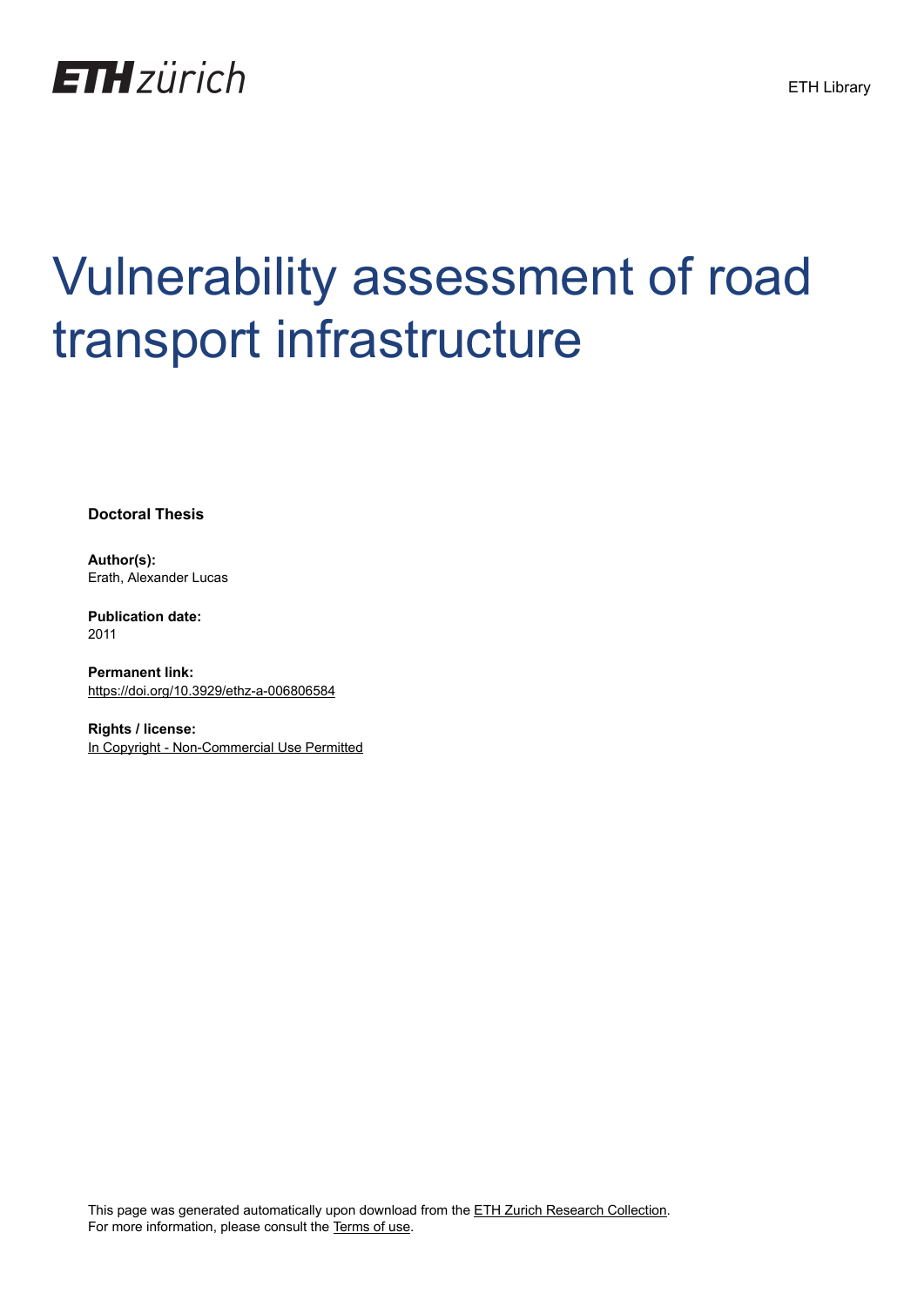ETH zürich

ETH Library

# Vulnerability assessment of road transport infrastructure

**Doctoral Thesis**

**Author(s):**
Erath, Alexander Lucas

**Publication date:**
2011

**Permanent link:**
https://doi.org/10.3929/ethz-a-006806584

**Rights / license:**
In Copyright - Non-Commercial Use Permitted

This page was generated automatically upon download from the ETH Zurich Research Collection.
For more information, please consult the Terms of use.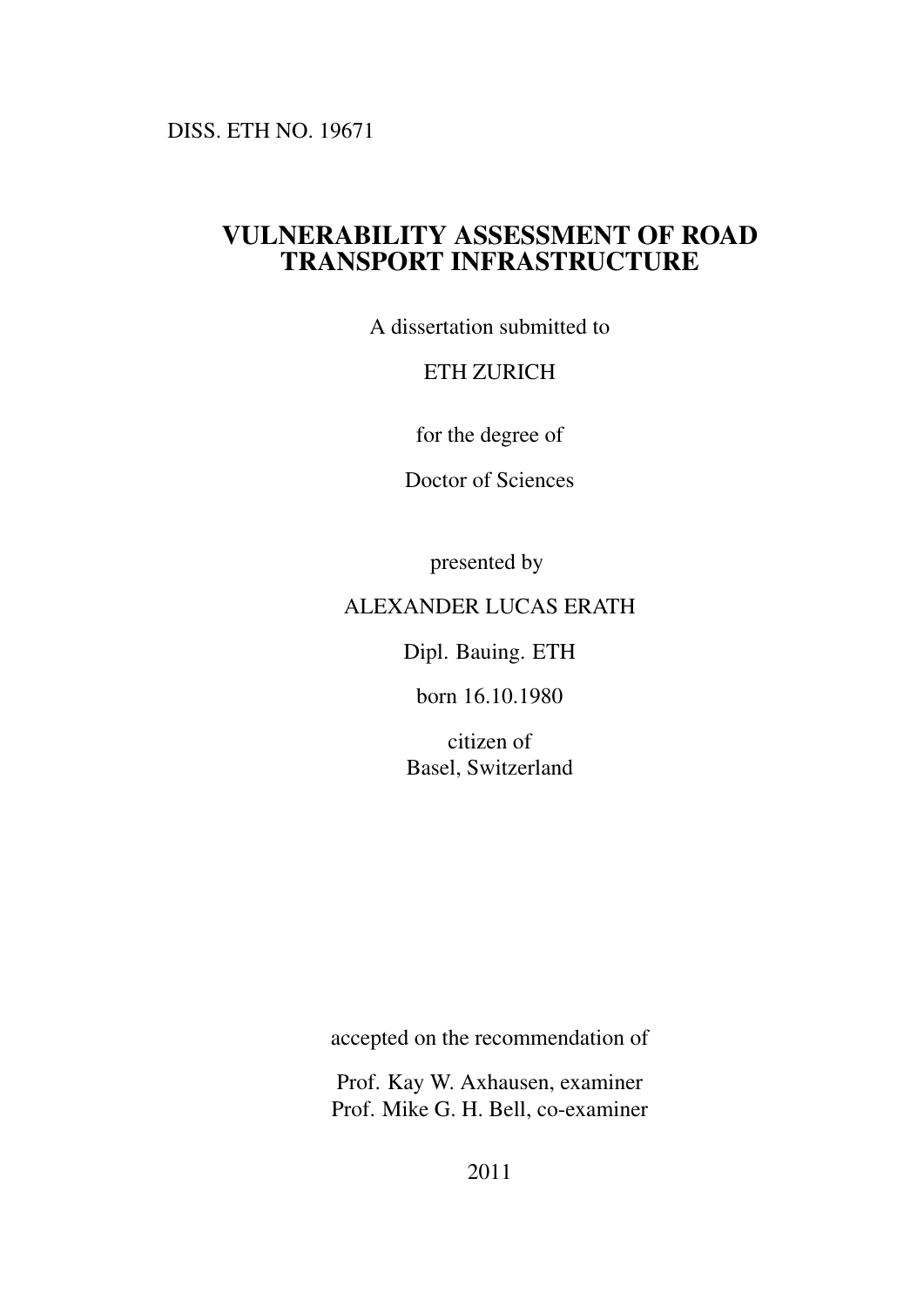DISS. ETH NO. 19671

# VULNERABILITY ASSESSMENT OF ROAD TRANSPORT INFRASTRUCTURE

A dissertation submitted to

ETH ZURICH

for the degree of

Doctor of Sciences

presented by

ALEXANDER LUCAS ERATH

Dipl. Bauing. ETH

born 16.10.1980

citizen of
Basel, Switzerland

accepted on the recommendation of

Prof. Kay W. Axhausen, examiner
Prof. Mike G. H. Bell, co-examiner

2011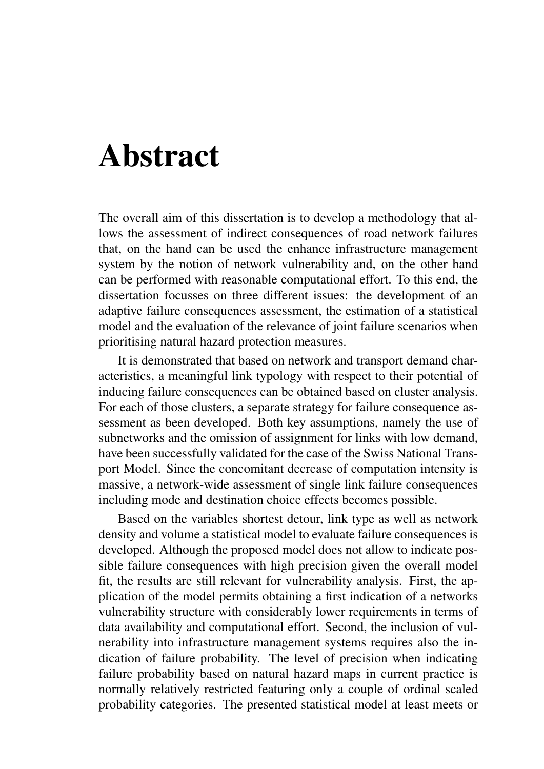# Abstract

The overall aim of this dissertation is to develop a methodology that allows the assessment of indirect consequences of road network failures that, on the hand can be used the enhance infrastructure management system by the notion of network vulnerability and, on the other hand can be performed with reasonable computational effort. To this end, the dissertation focusses on three different issues: the development of an adaptive failure consequences assessment, the estimation of a statistical model and the evaluation of the relevance of joint failure scenarios when prioritising natural hazard protection measures.

It is demonstrated that based on network and transport demand characteristics, a meaningful link typology with respect to their potential of inducing failure consequences can be obtained based on cluster analysis. For each of those clusters, a separate strategy for failure consequence assessment as been developed. Both key assumptions, namely the use of subnetworks and the omission of assignment for links with low demand, have been successfully validated for the case of the Swiss National Transport Model. Since the concomitant decrease of computation intensity is massive, a network-wide assessment of single link failure consequences including mode and destination choice effects becomes possible.

Based on the variables shortest detour, link type as well as network density and volume a statistical model to evaluate failure consequences is developed. Although the proposed model does not allow to indicate possible failure consequences with high precision given the overall model fit, the results are still relevant for vulnerability analysis. First, the application of the model permits obtaining a first indication of a networks vulnerability structure with considerably lower requirements in terms of data availability and computational effort. Second, the inclusion of vulnerability into infrastructure management systems requires also the indication of failure probability. The level of precision when indicating failure probability based on natural hazard maps in current practice is normally relatively restricted featuring only a couple of ordinal scaled probability categories. The presented statistical model at least meets or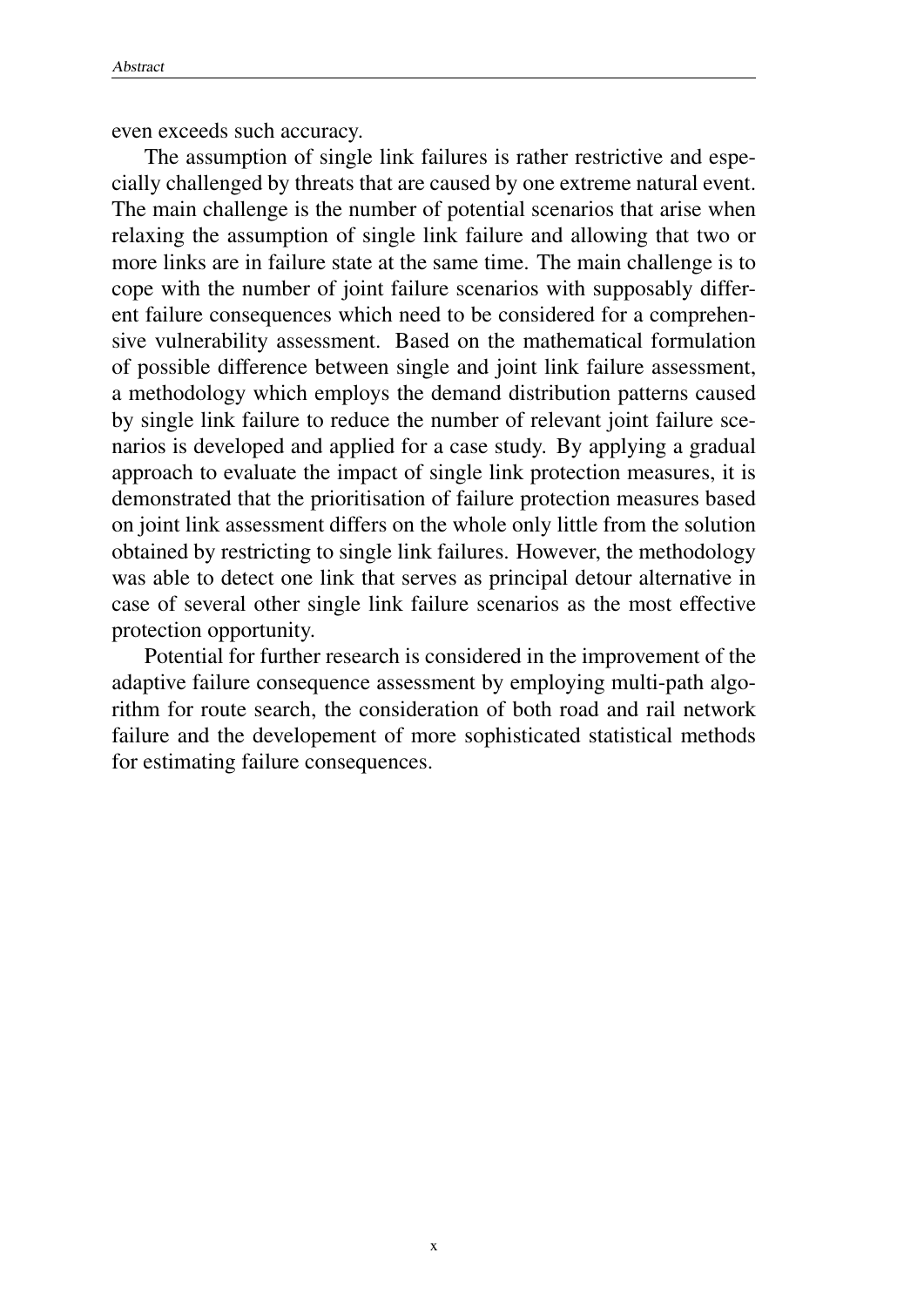even exceeds such accuracy.

The assumption of single link failures is rather restrictive and especially challenged by threats that are caused by one extreme natural event. The main challenge is the number of potential scenarios that arise when relaxing the assumption of single link failure and allowing that two or more links are in failure state at the same time. The main challenge is to cope with the number of joint failure scenarios with supposably different failure consequences which need to be considered for a comprehensive vulnerability assessment. Based on the mathematical formulation of possible difference between single and joint link failure assessment, a methodology which employs the demand distribution patterns caused by single link failure to reduce the number of relevant joint failure scenarios is developed and applied for a case study. By applying a gradual approach to evaluate the impact of single link protection measures, it is demonstrated that the prioritisation of failure protection measures based on joint link assessment differs on the whole only little from the solution obtained by restricting to single link failures. However, the methodology was able to detect one link that serves as principal detour alternative in case of several other single link failure scenarios as the most effective protection opportunity.

Potential for further research is considered in the improvement of the adaptive failure consequence assessment by employing multi-path algorithm for route search, the consideration of both road and rail network failure and the developement of more sophisticated statistical methods for estimating failure consequences.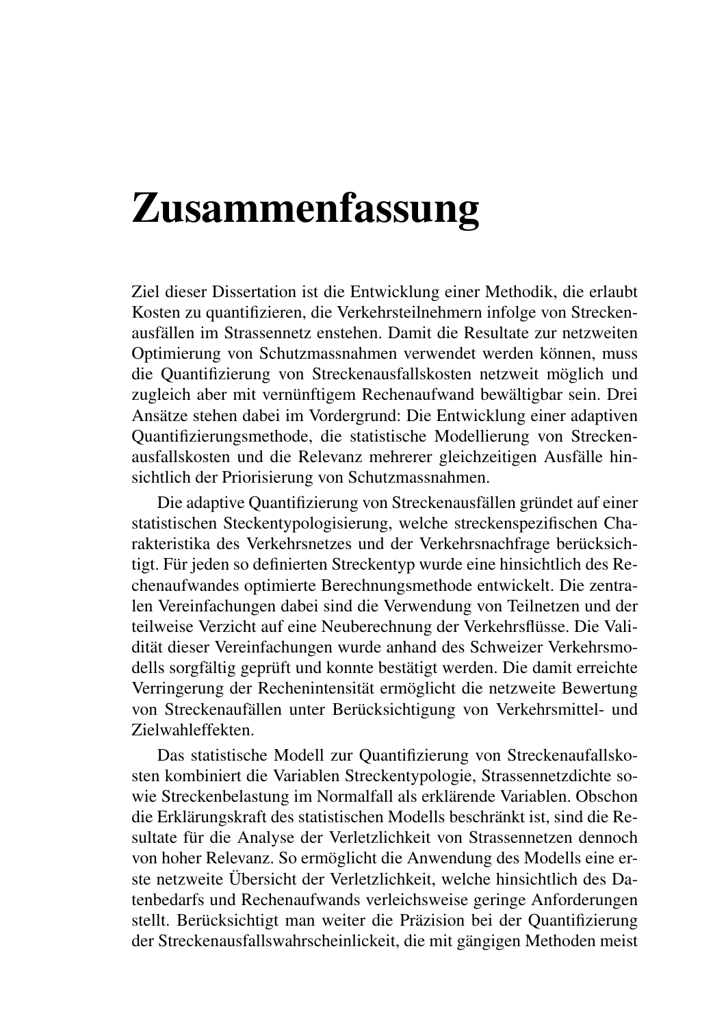# Zusammenfassung

Ziel dieser Dissertation ist die Entwicklung einer Methodik, die erlaubt Kosten zu quantifizieren, die Verkehrsteilnehmern infolge von Streckenausfällen im Strassennetz enstehen. Damit die Resultate zur netzweiten Optimierung von Schutzmassnahmen verwendet werden können, muss die Quantifizierung von Streckenausfallskosten netzweit möglich und zugleich aber mit vernünftigem Rechenaufwand bewältigbar sein. Drei Ansätze stehen dabei im Vordergrund: Die Entwicklung einer adaptiven Quantifizierungsmethode, die statistische Modellierung von Streckenausfallskosten und die Relevanz mehrerer gleichzeitigen Ausfälle hinsichtlich der Priorisierung von Schutzmassnahmen.

Die adaptive Quantifizierung von Streckenausfällen gründet auf einer statistischen Steckentypologisierung, welche streckenspezifischen Charakteristika des Verkehrsnetzes und der Verkehrsnachfrage berücksichtigt. Für jeden so definierten Streckentyp wurde eine hinsichtlich des Rechenaufwandes optimierte Berechnungsmethode entwickelt. Die zentralen Vereinfachungen dabei sind die Verwendung von Teilnetzen und der teilweise Verzicht auf eine Neuberechnung der Verkehrsflüsse. Die Validität dieser Vereinfachungen wurde anhand des Schweizer Verkehrsmodells sorgfältig geprüft und konnte bestätigt werden. Die damit erreichte Verringerung der Rechenintensität ermöglicht die netzweite Bewertung von Streckenaufällen unter Berücksichtigung von Verkehrsmittel- und Zielwahleffekten.

Das statistische Modell zur Quantifizierung von Streckenausfallskosten kombiniert die Variablen Streckentypologie, Strassennetzdichte sowie Streckenbelastung im Normalfall als erklärende Variablen. Obschon die Erklärungskraft des statistischen Modells beschränkt ist, sind die Resultate für die Analyse der Verletzlichkeit von Strassennetzen dennoch von hoher Relevanz. So ermöglicht die Anwendung des Modells eine erste netzweite Übersicht der Verletzlichkeit, welche hinsichtlich des Datenbedarfs und Rechenaufwands verleichsweise geringe Anforderungen stellt. Berücksichtigt man weiter die Präzision bei der Quantifizierung der Streckenausfallswahrscheinlickeit, die mit gängigen Methoden meist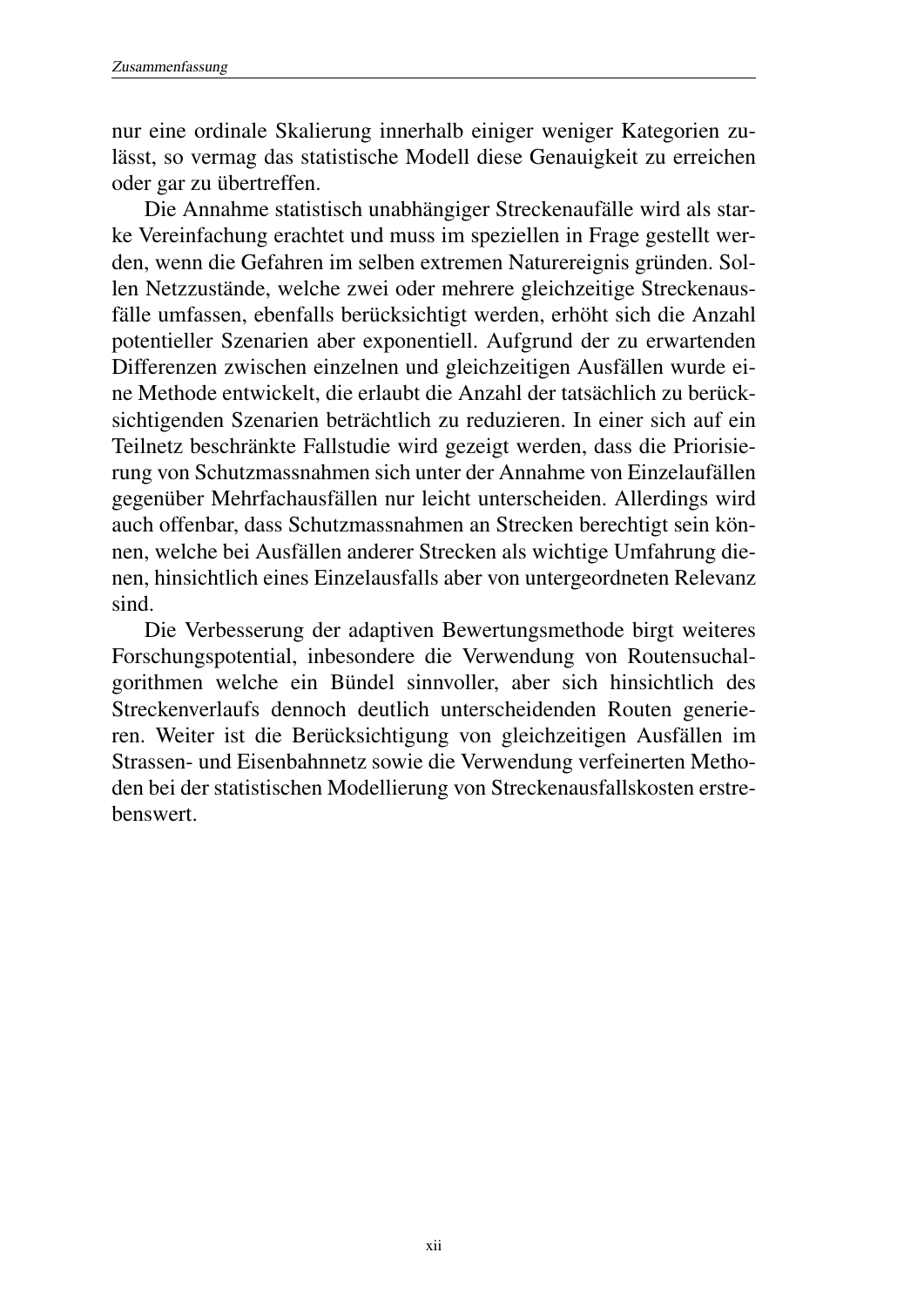nur eine ordinale Skalierung innerhalb einiger weniger Kategorien zulässt, so vermag das statistische Modell diese Genauigkeit zu erreichen oder gar zu übertreffen.

Die Annahme statistisch unabhängiger Streckenaufälle wird als starke Vereinfachung erachtet und muss im speziellen in Frage gestellt werden, wenn die Gefahren im selben extremen Naturereignis gründen. Sollen Netzzustände, welche zwei oder mehrere gleichzeitige Streckenausfälle umfassen, ebenfalls berücksichtigt werden, erhöht sich die Anzahl potentieller Szenarien aber exponentiell. Aufgrund der zu erwartenden Differenzen zwischen einzelnen und gleichzeitigen Ausfällen wurde eine Methode entwickelt, die erlaubt die Anzahl der tatsächlich zu berücksichtigenden Szenarien beträchtlich zu reduzieren. In einer sich auf ein Teilnetz beschränkte Fallstudie wird gezeigt werden, dass die Priorisierung von Schutzmassnahmen sich unter der Annahme von Einzelaufällen gegenüber Mehrfachausfällen nur leicht unterscheiden. Allerdings wird auch offenbar, dass Schutzmassnahmen an Strecken berechtigt sein können, welche bei Ausfällen anderer Strecken als wichtige Umfahrung dienen, hinsichtlich eines Einzelausfalls aber von untergeordneten Relevanz sind.

Die Verbesserung der adaptiven Bewertungsmethode birgt weiteres Forschungspotential, inbesondere die Verwendung von Routensuchalgorithmen welche ein Bündel sinnvoller, aber sich hinsichtlich des Streckenverlaufs dennoch deutlich unterscheidenden Routen generieren. Weiter ist die Berücksichtigung von gleichzeitigen Ausfällen im Strassen- und Eisenbahnnetz sowie die Verwendung verfeinerten Methoden bei der statistischen Modellierung von Streckenausfallskosten erstrebenswert.